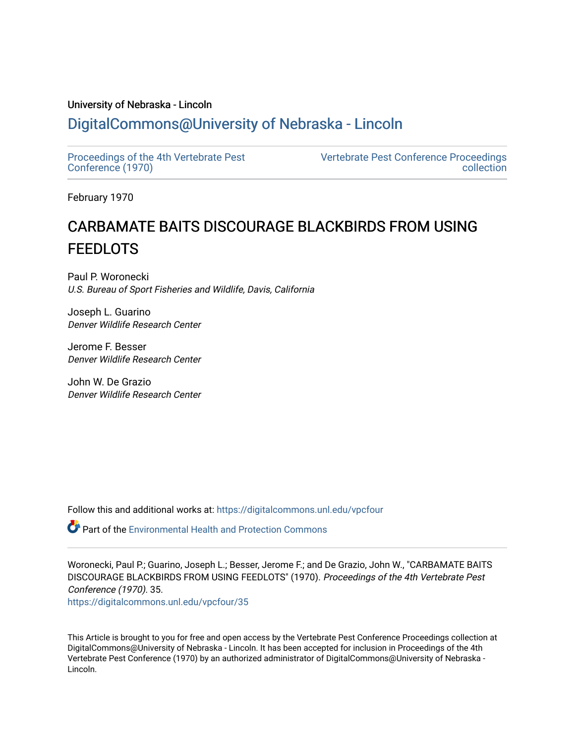University of Nebraska - Lincoln

## DigitalCommons@University of Nebraska - Lincoln

Proceedings of the 4th Vertebrate Pest Conference (1970)

Vertebrate Pest Conference Proceedings collection

February 1970

# CARBAMATE BAITS DISCOURAGE BLACKBIRDS FROM USING FEEDLOTS

Paul P. Woronecki
*U.S. Bureau of Sport Fisheries and Wildlife, Davis, California*

Joseph L. Guarino
*Denver Wildlife Research Center*

Jerome F. Besser
*Denver Wildlife Research Center*

John W. De Grazio
*Denver Wildlife Research Center*

Follow this and additional works at: https://digitalcommons.unl.edu/vpcfour

Part of the Environmental Health and Protection Commons

Woronecki, Paul P.; Guarino, Joseph L.; Besser, Jerome F.; and De Grazio, John W., "CARBAMATE BAITS DISCOURAGE BLACKBIRDS FROM USING FEEDLOTS" (1970). *Proceedings of the 4th Vertebrate Pest Conference (1970)*. 35.
https://digitalcommons.unl.edu/vpcfour/35

This Article is brought to you for free and open access by the Vertebrate Pest Conference Proceedings collection at DigitalCommons@University of Nebraska - Lincoln. It has been accepted for inclusion in Proceedings of the 4th Vertebrate Pest Conference (1970) by an authorized administrator of DigitalCommons@University of Nebraska - Lincoln.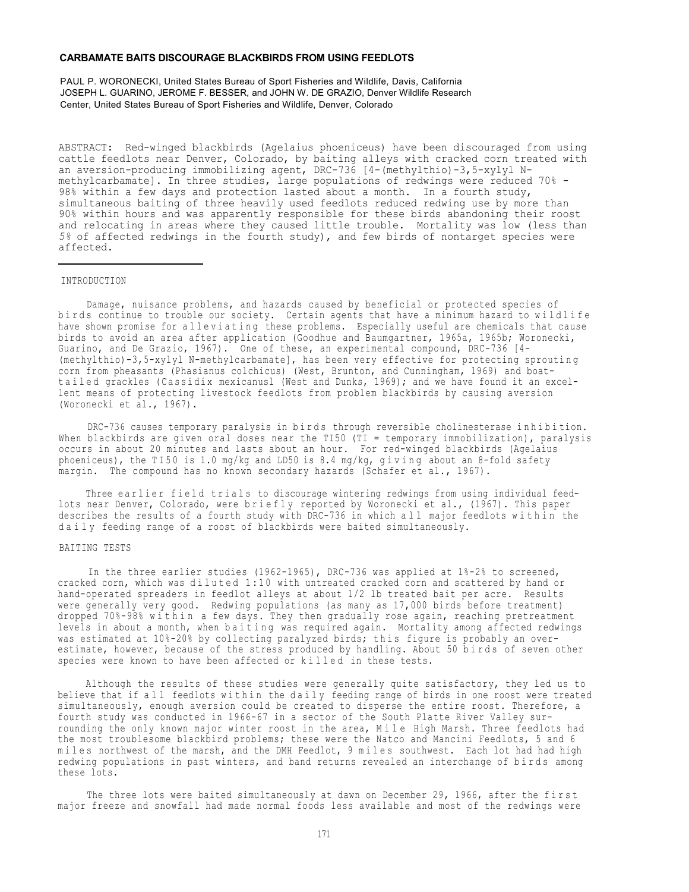# CARBAMATE BAITS DISCOURAGE BLACKBIRDS FROM USING FEEDLOTS

PAUL P. WORONECKI, United States Bureau of Sport Fisheries and Wildlife, Davis, California
JOSEPH L. GUARINO, JEROME F. BESSER, and JOHN W. DE GRAZIO, Denver Wildlife Research Center, United States Bureau of Sport Fisheries and Wildlife, Denver, Colorado

ABSTRACT: Red-winged blackbirds (Agelaius phoeniceus) have been discouraged from using cattle feedlots near Denver, Colorado, by baiting alleys with cracked corn treated with an aversion-producing immobilizing agent, DRC-736 [4-(methylthio)-3,5-xylyl N-methylcarbamate]. In three studies, large populations of redwings were reduced 70% - 98% within a few days and protection lasted about a month. In a fourth study, simultaneous baiting of three heavily used feedlots reduced redwing use by more than 90% within hours and was apparently responsible for these birds abandoning their roost and relocating in areas where they caused little trouble. Mortality was low (less than 5% of affected redwings in the fourth study), and few birds of nontarget species were affected.

## INTRODUCTION

Damage, nuisance problems, and hazards caused by beneficial or protected species of birds continue to trouble our society. Certain agents that have a minimum hazard to wildlife have shown promise for alleviating these problems. Especially useful are chemicals that cause birds to avoid an area after application (Goodhue and Baumgartner, 1965a, 1965b; Woronecki, Guarino, and De Grazio, 1967). One of these, an experimental compound, DRC-736 [4-(methylthio)-3,5-xylyl N-methylcarbamate], has been very effective for protecting sprouting corn from pheasants (Phasianus colchicus) (West, Brunton, and Cunningham, 1969) and boat-tailed grackles (Cassidix mexicanus) (West and Dunks, 1969); and we have found it an excellent means of protecting livestock feedlots from problem blackbirds by causing aversion (Woronecki et al., 1967).

DRC-736 causes temporary paralysis in birds through reversible cholinesterase inhibition. When blackbirds are given oral doses near the $TI_{50}$ (TI = temporary immobilization), paralysis occurs in about 20 minutes and lasts about an hour. For red-winged blackbirds (Agelaius phoeniceus), the $TI_{50}$ is 1.0 mg/kg and $LD_{50}$ is 8.4 mg/kg, giving about an 8-fold safety margin. The compound has no known secondary hazards (Schafer et al., 1967).

Three earlier field trials to discourage wintering redwings from using individual feedlots near Denver, Colorado, were briefly reported by Woronecki et al., (1967). This paper describes the results of a fourth study with DRC-736 in which all major feedlots within the daily feeding range of a roost of blackbirds were baited simultaneously.

## BAITING TESTS

In the three earlier studies (1962-1965), DRC-736 was applied at 1%-2% to screened, cracked corn, which was diluted 1:10 with untreated cracked corn and scattered by hand or hand-operated spreaders in feedlot alleys at about 1/2 lb treated bait per acre. Results were generally very good. Redwing populations (as many as 17,000 birds before treatment) dropped 70%-98% within a few days. They then gradually rose again, reaching pretreatment levels in about a month, when baiting was required again. Mortality among affected redwings was estimated at 10%-20% by collecting paralyzed birds; this figure is probably an overestimate, however, because of the stress produced by handling. About 50 birds of seven other species were known to have been affected or killed in these tests.

Although the results of these studies were generally quite satisfactory, they led us to believe that if all feedlots within the daily feeding range of birds in one roost were treated simultaneously, enough aversion could be created to disperse the entire roost. Therefore, a fourth study was conducted in 1966-67 in a sector of the South Platte River Valley surrounding the only known major winter roost in the area, Mile High Marsh. Three feedlots had the most troublesome blackbird problems; these were the Natco and Mancini Feedlots, 5 and 6 miles northwest of the marsh, and the DMH Feedlot, 9 miles southwest. Each lot had had high redwing populations in past winters, and band returns revealed an interchange of birds among these lots.

The three lots were baited simultaneously at dawn on December 29, 1966, after the first major freeze and snowfall had made normal foods less available and most of the redwings were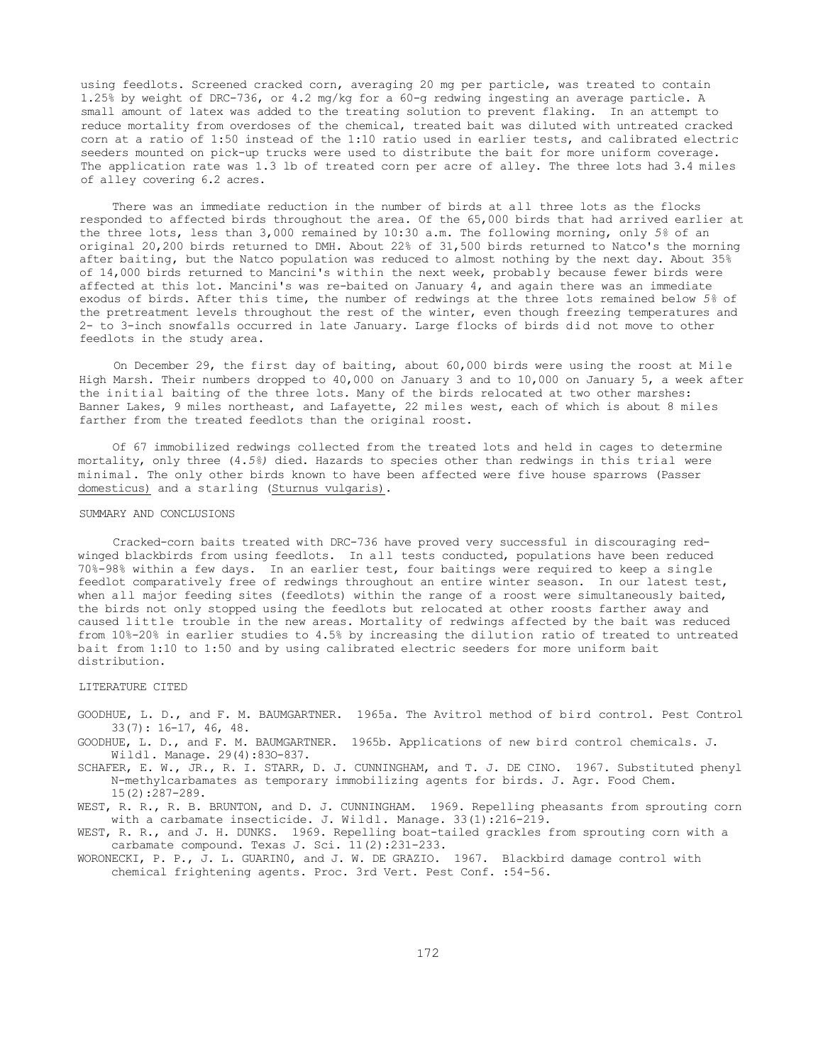using feedlots. Screened cracked corn, averaging 20 mg per particle, was treated to contain 1.25% by weight of DRC-736, or 4.2 mg/kg for a 60-g redwing ingesting an average particle. A small amount of latex was added to the treating solution to prevent flaking. In an attempt to reduce mortality from overdoses of the chemical, treated bait was diluted with untreated cracked corn at a ratio of 1:50 instead of the 1:10 ratio used in earlier tests, and calibrated electric seeders mounted on pick-up trucks were used to distribute the bait for more uniform coverage. The application rate was 1.3 lb of treated corn per acre of alley. The three lots had 3.4 miles of alley covering 6.2 acres.

There was an immediate reduction in the number of birds at all three lots as the flocks responded to affected birds throughout the area. Of the 65,000 birds that had arrived earlier at the three lots, less than 3,000 remained by 10:30 a.m. The following morning, only 5% of an original 20,200 birds returned to DMH. About 22% of 31,500 birds returned to Natco's the morning after baiting, but the Natco population was reduced to almost nothing by the next day. About 35% of 14,000 birds returned to Mancini's within the next week, probably because fewer birds were affected at this lot. Mancini's was re-baited on January 4, and again there was an immediate exodus of birds. After this time, the number of redwings at the three lots remained below 5% of the pretreatment levels throughout the rest of the winter, even though freezing temperatures and 2- to 3-inch snowfalls occurred in late January. Large flocks of birds did not move to other feedlots in the study area.

On December 29, the first day of baiting, about 60,000 birds were using the roost at Mile High Marsh. Their numbers dropped to 40,000 on January 3 and to 10,000 on January 5, a week after the initial baiting of the three lots. Many of the birds relocated at two other marshes: Banner Lakes, 9 miles northeast, and Lafayette, 22 miles west, each of which is about 8 miles farther from the treated feedlots than the original roost.

Of 67 immobilized redwings collected from the treated lots and held in cages to determine mortality, only three (4.5%) died. Hazards to species other than redwings in this trial were minimal. The only other birds known to have been affected were five house sparrows (*Passer domesticus*) and a starling (*Sturnus vulgaris*).

## SUMMARY AND CONCLUSIONS

Cracked-corn baits treated with DRC-736 have proved very successful in discouraging red-winged blackbirds from using feedlots. In all tests conducted, populations have been reduced 70%-98% within a few days. In an earlier test, four baitings were required to keep a single feedlot comparatively free of redwings throughout an entire winter season. In our latest test, when all major feeding sites (feedlots) within the range of a roost were simultaneously baited, the birds not only stopped using the feedlots but relocated at other roosts farther away and caused little trouble in the new areas. Mortality of redwings affected by the bait was reduced from 10%-20% in earlier studies to 4.5% by increasing the dilution ratio of treated to untreated bait from 1:10 to 1:50 and by using calibrated electric seeders for more uniform bait distribution.

## LITERATURE CITED

GOODHUE, L. D., and F. M. BAUMGARTNER. 1965a. The Avitrol method of bird control. Pest Control 33(7): 16-17, 46, 48.

GOODHUE, L. D., and F. M. BAUMGARTNER. 1965b. Applications of new bird control chemicals. J. Wildl. Manage. 29(4):830-837.

SCHAFER, E. W., JR., R. I. STARR, D. J. CUNNINGHAM, and T. J. DE CINO. 1967. Substituted phenyl N-methylcarbamates as temporary immobilizing agents for birds. J. Agr. Food Chem. 15(2):287-289.

WEST, R. R., R. B. BRUNTON, and D. J. CUNNINGHAM. 1969. Repelling pheasants from sprouting corn with a carbamate insecticide. J. Wildl. Manage. 33(1):216-219.

WEST, R. R., and J. H. DUNKS. 1969. Repelling boat-tailed grackles from sprouting corn with a carbamate compound. Texas J. Sci. 11(2):231-233.

WORONECKI, P. P., J. L. GUARINO, and J. W. DE GRAZIO. 1967. Blackbird damage control with chemical frightening agents. Proc. 3rd Vert. Pest Conf. :54-56.